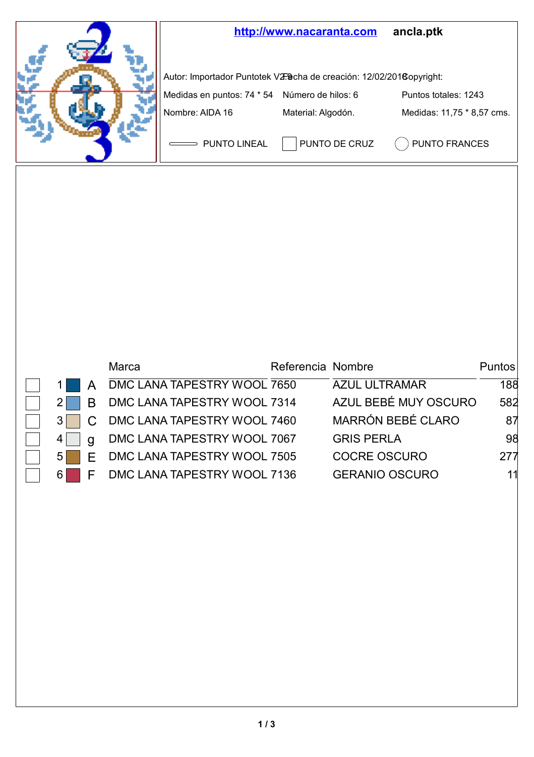http://www.nacaranta.com ancla.ptk

Autor: Importador Puntotek V2.9 Fecha de creación: 12/02/2018 Copyright:

Medidas en puntos: 74 * 54 Número de hilos: 6 Puntos totales: 1243

Nombre: AIDA 16 Material: Algodón. Medidas: 11,75 * 8,57 cms.

PUNTO LINEAL PUNTO DE CRUZ PUNTO FRANCES

| | | | Marca | Referencia | Nombre | Puntos |
|---|---|---|---|---|---|---|
| | 1 | A | DMC LANA TAPESTRY WOOL | 7650 | AZUL ULTRAMAR | 188 |
| | 2 | B | DMC LANA TAPESTRY WOOL | 7314 | AZUL BEBÉ MUY OSCURO | 582 |
| | 3 | C | DMC LANA TAPESTRY WOOL | 7460 | MARRÓN BEBÉ CLARO | 87 |
| | 4 | g | DMC LANA TAPESTRY WOOL | 7067 | GRIS PERLA | 98 |
| | 5 | E | DMC LANA TAPESTRY WOOL | 7505 | COCRE OSCURO | 277 |
| | 6 | F | DMC LANA TAPESTRY WOOL | 7136 | GERANIO OSCURO | 11 |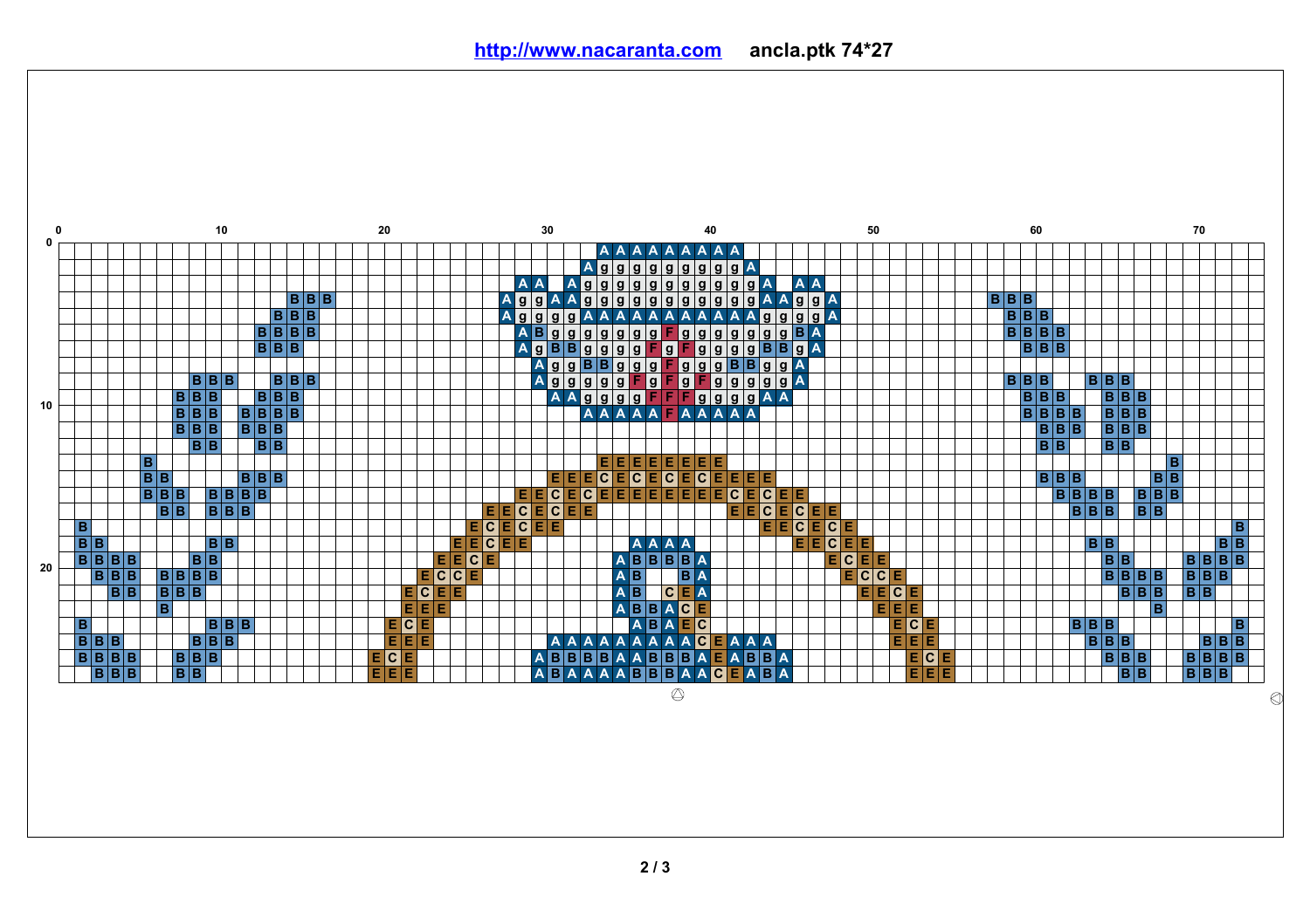http://www.nacaranta.com ancla.ptk 74*27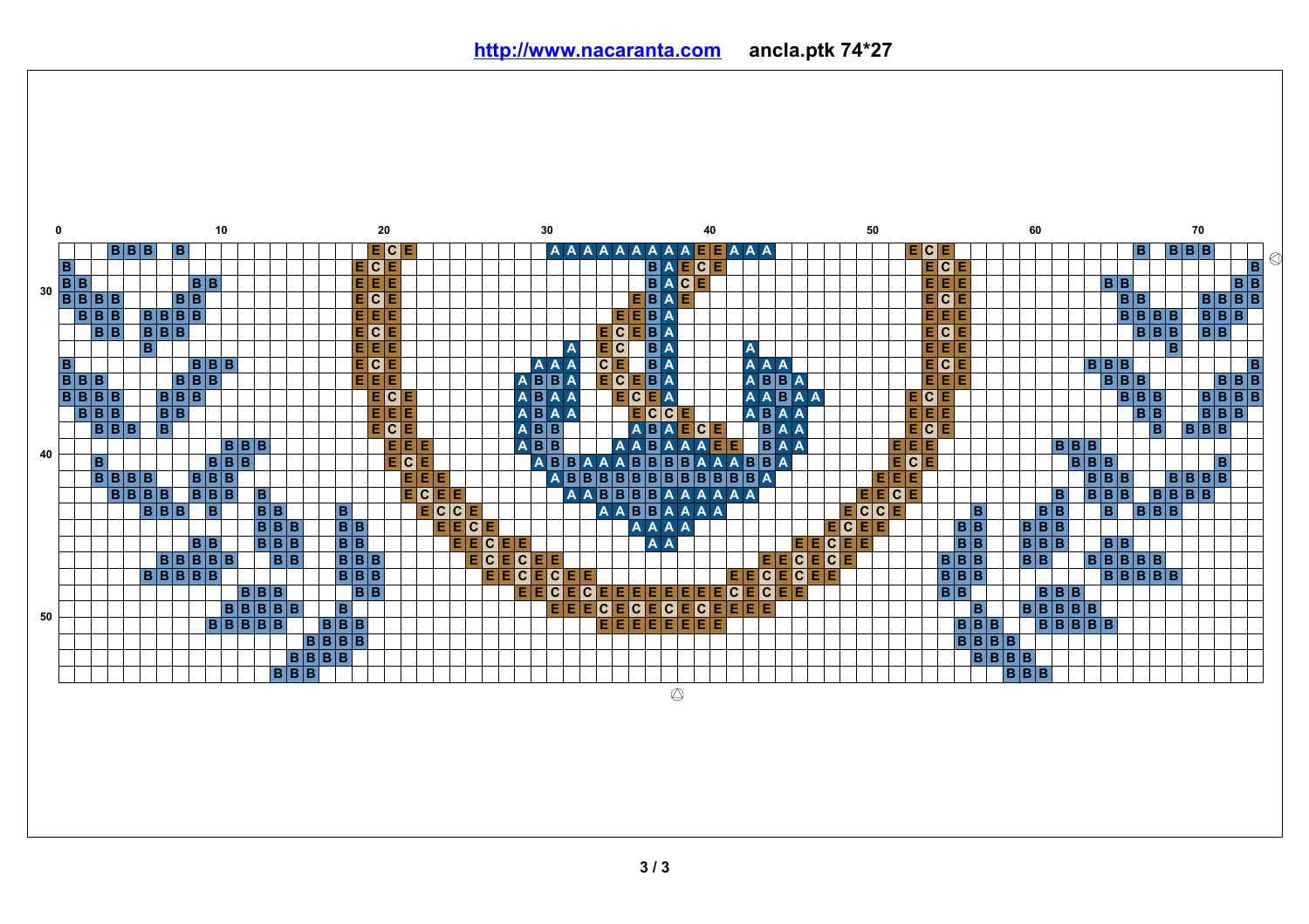http://www.nacaranta.com ancla.ptk 74*27